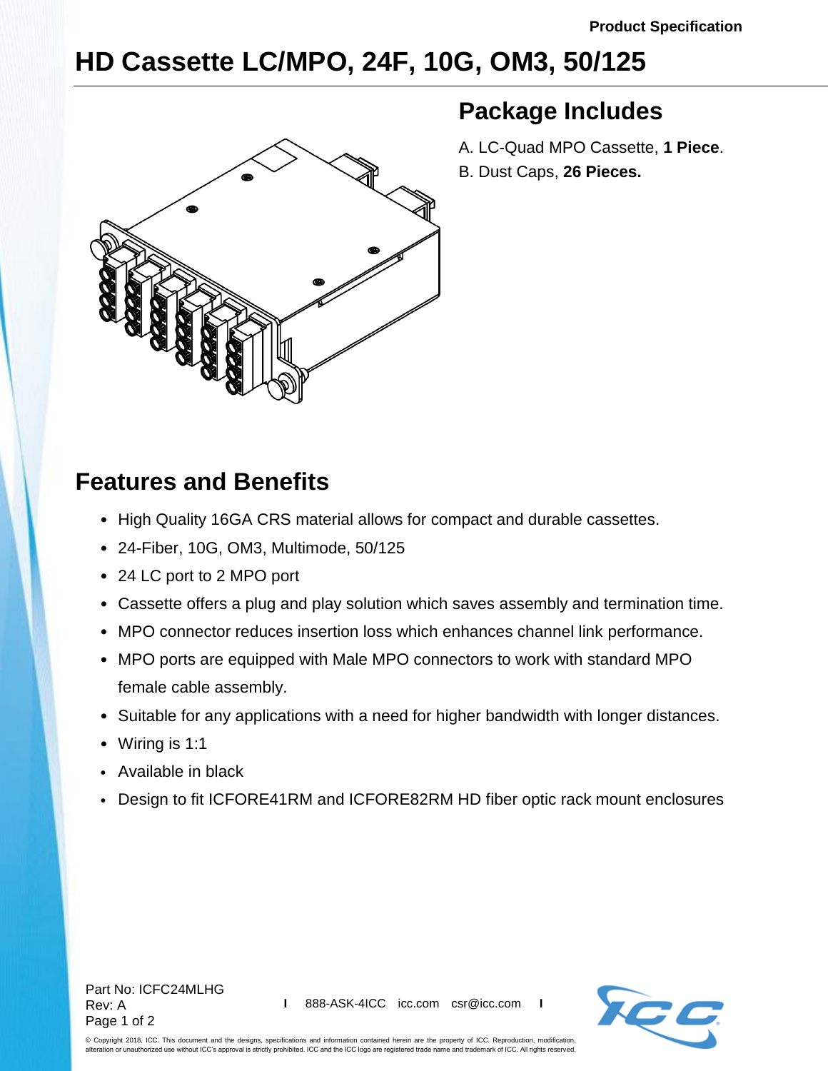Product Specification

# HD Cassette LC/MPO, 24F, 10G, OM3, 50/125

## Package Includes

A. LC-Quad MPO Cassette, **1 Piece**.

B. Dust Caps, **26 Pieces.**

## Features and Benefits

- High Quality 16GA CRS material allows for compact and durable cassettes.
- 24-Fiber, 10G, OM3, Multimode, 50/125
- 24 LC port to 2 MPO port
- Cassette offers a plug and play solution which saves assembly and termination time.
- MPO connector reduces insertion loss which enhances channel link performance.
- MPO ports are equipped with Male MPO connectors to work with standard MPO female cable assembly.
- Suitable for any applications with a need for higher bandwidth with longer distances.
- Wiring is 1:1
- Available in black
- Design to fit ICFORE41RM and ICFORE82RM HD fiber optic rack mount enclosures

Part No: ICFC24MLHG
Rev: A

888-ASK-4ICC icc.com csr@icc.com

© Copyright 2018, ICC. This document and the designs, specifications and information contained herein are the property of ICC. Reproduction, modification, alteration or unauthorized use without ICC's approval is strictly prohibited. ICC and the ICC logo are registered trade name and trademark of ICC. All rights reserved.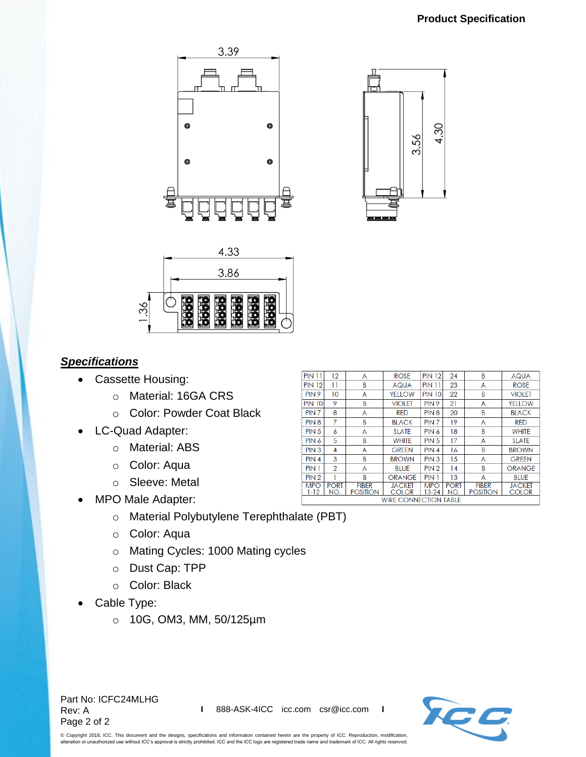**Product Specification**

3.39

3.56

4.30

4.33

3.86

1.36

## *Specifications*

- Cassette Housing:
  - Material: 16GA CRS
  - Color: Powder Coat Black
- LC-Quad Adapter:
  - Material: ABS
  - Color: Aqua
  - Sleeve: Metal
- MPO Male Adapter:
  - Material Polybutylene Terephthalate (PBT)
  - Color: Aqua
  - Mating Cycles: 1000 Mating cycles
  - Dust Cap: TPP
  - Color: Black
- Cable Type:
  - 10G, OM3, MM, 50/125µm

| MPO 1-12 | PORT NO. | FIBER POSITION | JACKET COLOR | MPO 13-24 | PORT NO. | FIBER POSITION | JACKET COLOR |
|---|---|---|---|---|---|---|---|
| PIN 11 | 12 | A | ROSE | PIN 12 | 24 | B | AQUA |
| PIN 12 | 11 | B | AQUA | PIN 11 | 23 | A | ROSE |
| PIN 9 | 10 | A | YELLOW | PIN 10 | 22 | B | VIOLET |
| PIN 10 | 9 | B | VIOLET | PIN 9 | 21 | A | YELLOW |
| PIN 7 | 8 | A | RED | PIN 8 | 20 | B | BLACK |
| PIN 8 | 7 | B | BLACK | PIN 7 | 19 | A | RED |
| PIN 5 | 6 | A | SLATE | PIN 6 | 18 | B | WHITE |
| PIN 6 | 5 | B | WHITE | PIN 5 | 17 | A | SLATE |
| PIN 3 | 4 | A | GREEN | PIN 4 | 16 | B | BROWN |
| PIN 4 | 3 | B | BROWN | PIN 3 | 15 | A | GREEN |
| PIN 1 | 2 | A | BLUE | PIN 2 | 14 | B | ORANGE |
| PIN 2 | 1 | B | ORANGE | PIN 1 | 13 | A | BLUE |

WIRE CONNECTION TABLE

Part No: ICFC24MLHG
Rev: A

888-ASK-4ICC icc.com csr@icc.com

© Copyright 2018, ICC. This document and the designs, specifications and information contained herein are the property of ICC. Reproduction, modification, alteration or unauthorized use without ICC's approval is strictly prohibited. ICC and the ICC logo are registered trade name and trademark of ICC. All rights reserved.